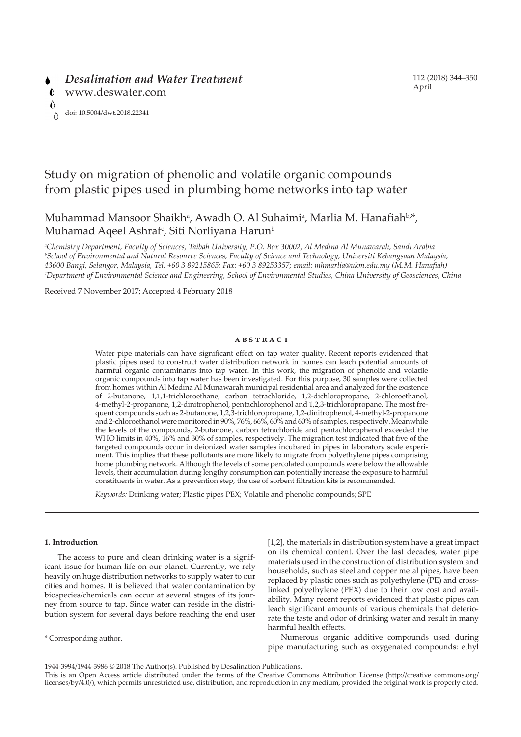# Study on migration of phenolic and volatile organic compounds from plastic pipes used in plumbing home networks into tap water

Muhammad Mansoor Shaikh[a], Awadh O. Al Suhaimi[a], Marlia M. Hanafiah[b,*], Muhamad Aqeel Ashraf[c], Siti Norliyana Harun[b]

[a]*Chemistry Department, Faculty of Sciences, Taibah University, P.O. Box 30002, Al Medina Al Munawarah, Saudi Arabia*
[b]*School of Environmental and Natural Resource Sciences, Faculty of Science and Technology, Universiti Kebangsaan Malaysia, 43600 Bangi, Selangor, Malaysia, Tel. +60 3 89215865; Fax: +60 3 89253357; email: mhmarlia@ukm.edu.my (M.M. Hanafiah)*
[c]*Department of Environmental Science and Engineering, School of Environmental Studies, China University of Geosciences, China*

Received 7 November 2017; Accepted 4 February 2018

## ABSTRACT

Water pipe materials can have significant effect on tap water quality. Recent reports evidenced that plastic pipes used to construct water distribution network in homes can leach potential amounts of harmful organic contaminants into tap water. In this work, the migration of phenolic and volatile organic compounds into tap water has been investigated. For this purpose, 30 samples were collected from homes within Al Medina Al Munawarah municipal residential area and analyzed for the existence of 2-butanone, 1,1,1-trichloroethane, carbon tetrachloride, 1,2-dichloropropane, 2-chloroethanol, 4-methyl-2-propanone, 1,2-dinitrophenol, pentachlorophenol and 1,2,3-trichloropropane. The most frequent compounds such as 2-butanone, 1,2,3-trichloropropane, 1,2-dinitrophenol, 4-methyl-2-propanone and 2-chloroethanol were monitored in 90%, 76%, 66%, 60% and 60% of samples, respectively. Meanwhile the levels of the compounds, 2-butanone, carbon tetrachloride and pentachlorophenol exceeded the WHO limits in 40%, 16% and 30% of samples, respectively. The migration test indicated that five of the targeted compounds occur in deionized water samples incubated in pipes in laboratory scale experiment. This implies that these pollutants are more likely to migrate from polyethylene pipes comprising home plumbing network. Although the levels of some percolated compounds were below the allowable levels, their accumulation during lengthy consumption can potentially increase the exposure to harmful constituents in water. As a prevention step, the use of sorbent filtration kits is recommended.

*Keywords:* Drinking water; Plastic pipes PEX; Volatile and phenolic compounds; SPE

## 1. Introduction

The access to pure and clean drinking water is a significant issue for human life on our planet. Currently, we rely heavily on huge distribution networks to supply water to our cities and homes. It is believed that water contamination by biospecies/chemicals can occur at several stages of its journey from source to tap. Since water can reside in the distribution system for several days before reaching the end user [1,2], the materials in distribution system have a great impact on its chemical content. Over the last decades, water pipe materials used in the construction of distribution system and households, such as steel and copper metal pipes, have been replaced by plastic ones such as polyethylene (PE) and cross-linked polyethylene (PEX) due to their low cost and availability. Many recent reports evidenced that plastic pipes can leach significant amounts of various chemicals that deteriorate the taste and odor of drinking water and result in many harmful health effects.

Numerous organic additive compounds used during pipe manufacturing such as oxygenated compounds: ethyl

\* Corresponding author.

1944-3994/1944-3986 © 2018 The Author(s). Published by Desalination Publications.
This is an Open Access article distributed under the terms of the Creative Commons Attribution License (http://creative commons.org/licenses/by/4.0/), which permits unrestricted use, distribution, and reproduction in any medium, provided the original work is properly cited.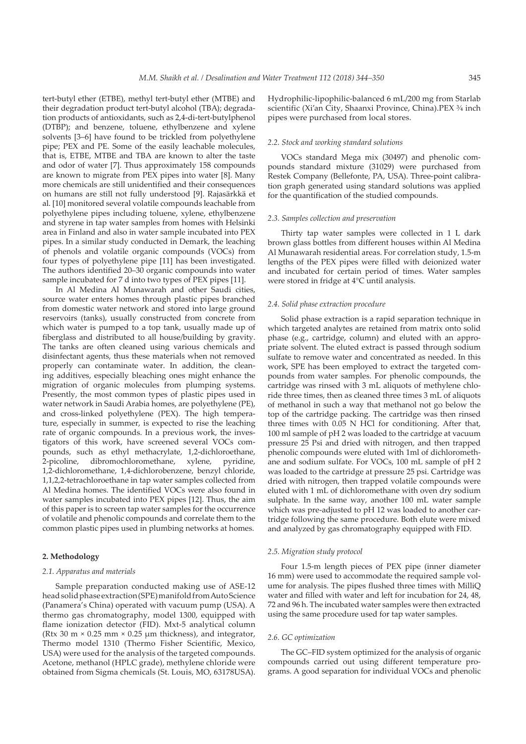tert-butyl ether (ETBE), methyl tert-butyl ether (MTBE) and their degradation product tert-butyl alcohol (TBA); degradation products of antioxidants, such as 2,4-di-tert-butylphenol (DTBP); and benzene, toluene, ethylbenzene and xylene solvents [3–6] have found to be trickled from polyethylene pipe; PEX and PE. Some of the easily leachable molecules, that is, ETBE, MTBE and TBA are known to alter the taste and odor of water [7]. Thus approximately 158 compounds are known to migrate from PEX pipes into water [8]. Many more chemicals are still unidentified and their consequences on humans are still not fully understood [9]. Rajasärkkä et al. [10] monitored several volatile compounds leachable from polyethylene pipes including toluene, xylene, ethylbenzene and styrene in tap water samples from homes with Helsinki area in Finland and also in water sample incubated into PEX pipes. In a similar study conducted in Demark, the leaching of phenols and volatile organic compounds (VOCs) from four types of polyethylene pipe [11] has been investigated. The authors identified 20–30 organic compounds into water sample incubated for 7 d into two types of PEX pipes [11].

In Al Medina Al Munawarah and other Saudi cities, source water enters homes through plastic pipes branched from domestic water network and stored into large ground reservoirs (tanks), usually constructed from concrete from which water is pumped to a top tank, usually made up of fiberglass and distributed to all house/building by gravity. The tanks are often cleaned using various chemicals and disinfectant agents, thus these materials when not removed properly can contaminate water. In addition, the cleaning additives, especially bleaching ones might enhance the migration of organic molecules from plumping systems. Presently, the most common types of plastic pipes used in water network in Saudi Arabia homes, are polyethylene (PE), and cross-linked polyethylene (PEX). The high temperature, especially in summer, is expected to rise the leaching rate of organic compounds. In a previous work, the investigators of this work, have screened several VOCs compounds, such as ethyl methacrylate, 1,2-dichloroethane, 2-picoline, dibromochloromethane, xylene, pyridine, 1,2-dichloromethane, 1,4-dichlorobenzene, benzyl chloride, 1,1,2,2-tetrachloroethane in tap water samples collected from Al Medina homes. The identified VOCs were also found in water samples incubated into PEX pipes [12]. Thus, the aim of this paper is to screen tap water samples for the occurrence of volatile and phenolic compounds and correlate them to the common plastic pipes used in plumbing networks at homes.

## 2. Methodology

### 2.1. Apparatus and materials

Sample preparation conducted making use of ASE-12 head solid phase extraction (SPE) manifold from Auto Science (Panamera's China) operated with vacuum pump (USA). A thermo gas chromatography, model 1300, equipped with flame ionization detector (FID). Mxt-5 analytical column (Rtx 30 m × 0.25 mm × 0.25 μm thickness), and integrator, Thermo model 1310 (Thermo Fisher Scientific, Mexico, USA) were used for the analysis of the targeted compounds. Acetone, methanol (HPLC grade), methylene chloride were obtained from Sigma chemicals (St. Louis, MO, 63178USA). Hydrophilic-lipophilic-balanced 6 mL/200 mg from Starlab scientific (Xi'an City, Shaanxi Province, China).PEX ¾ inch pipes were purchased from local stores.

### 2.2. Stock and working standard solutions

VOCs standard Mega mix (30497) and phenolic compounds standard mixture (31029) were purchased from Restek Company (Bellefonte, PA, USA). Three-point calibration graph generated using standard solutions was applied for the quantification of the studied compounds.

### 2.3. Samples collection and preservation

Thirty tap water samples were collected in 1 L dark brown glass bottles from different houses within Al Medina Al Munawarah residential areas. For correlation study, 1.5-m lengths of the PEX pipes were filled with deionized water and incubated for certain period of times. Water samples were stored in fridge at 4°C until analysis.

### 2.4. Solid phase extraction procedure

Solid phase extraction is a rapid separation technique in which targeted analytes are retained from matrix onto solid phase (e.g., cartridge, column) and eluted with an appropriate solvent. The eluted extract is passed through sodium sulfate to remove water and concentrated as needed. In this work, SPE has been employed to extract the targeted compounds from water samples. For phenolic compounds, the cartridge was rinsed with 3 mL aliquots of methylene chloride three times, then as cleaned three times 3 mL of aliquots of methanol in such a way that methanol not go below the top of the cartridge packing. The cartridge was then rinsed three times with 0.05 N HCl for conditioning. After that, 100 ml sample of pH 2 was loaded to the cartridge at vacuum pressure 25 Psi and dried with nitrogen, and then trapped phenolic compounds were eluted with 1ml of dichloromethane and sodium sulfate. For VOCs, 100 mL sample of pH 2 was loaded to the cartridge at pressure 25 psi. Cartridge was dried with nitrogen, then trapped volatile compounds were eluted with 1 mL of dichloromethane with oven dry sodium sulphate. In the same way, another 100 mL water sample which was pre-adjusted to pH 12 was loaded to another cartridge following the same procedure. Both elute were mixed and analyzed by gas chromatography equipped with FID.

### 2.5. Migration study protocol

Four 1.5-m length pieces of PEX pipe (inner diameter 16 mm) were used to accommodate the required sample volume for analysis. The pipes flushed three times with MilliQ water and filled with water and left for incubation for 24, 48, 72 and 96 h. The incubated water samples were then extracted using the same procedure used for tap water samples.

### 2.6. GC optimization

The GC–FID system optimized for the analysis of organic compounds carried out using different temperature programs. A good separation for individual VOCs and phenolic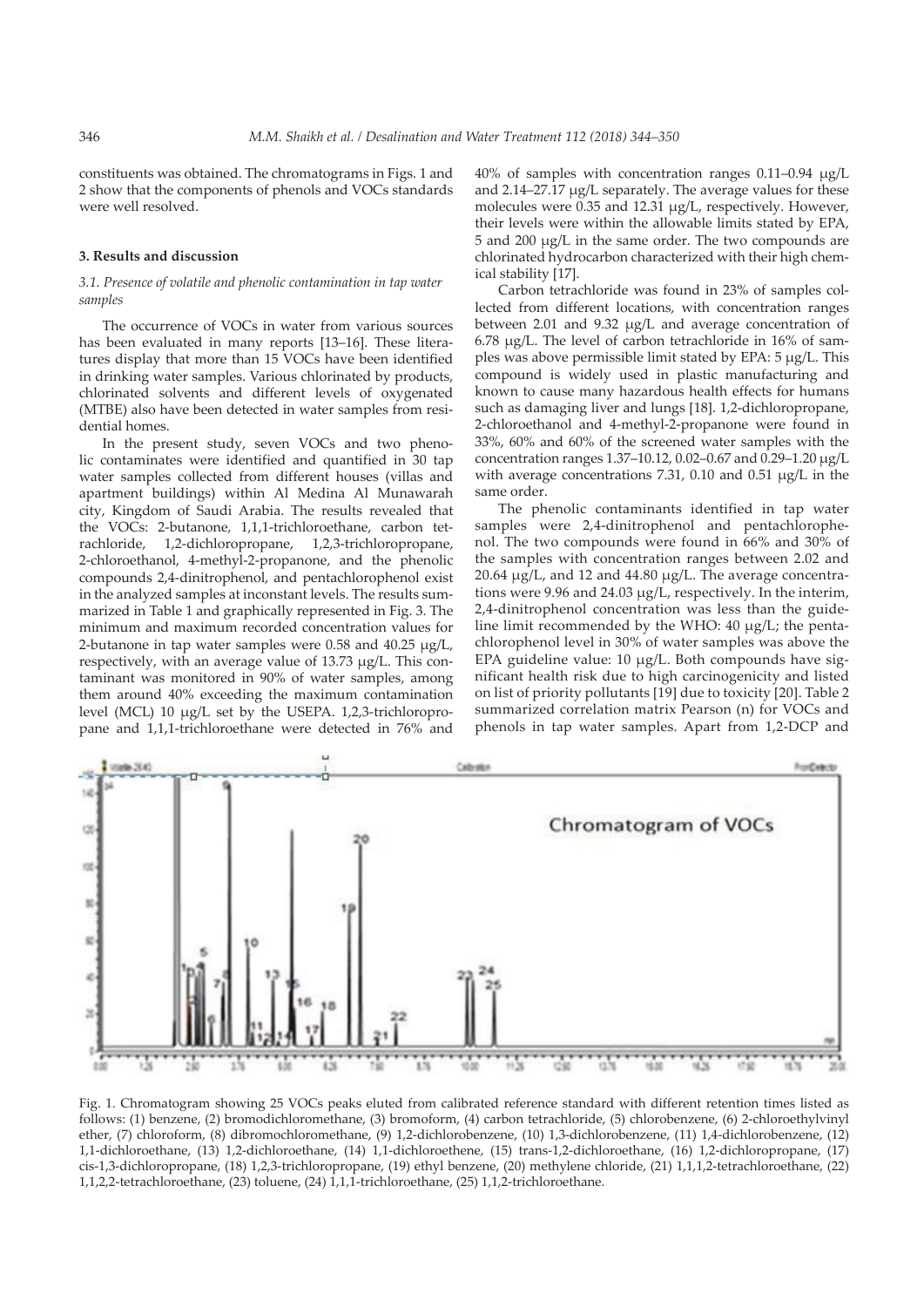constituents was obtained. The chromatograms in Figs. 1 and 2 show that the components of phenols and VOCs standards were well resolved.

## 3. Results and discussion

### *3.1. Presence of volatile and phenolic contamination in tap water samples*

The occurrence of VOCs in water from various sources has been evaluated in many reports [13–16]. These literatures display that more than 15 VOCs have been identified in drinking water samples. Various chlorinated by products, chlorinated solvents and different levels of oxygenated (MTBE) also have been detected in water samples from residential homes.

In the present study, seven VOCs and two phenolic contaminates were identified and quantified in 30 tap water samples collected from different houses (villas and apartment buildings) within Al Medina Al Munawarah city, Kingdom of Saudi Arabia. The results revealed that the VOCs: 2-butanone, 1,1,1-trichloroethane, carbon tetrachloride, 1,2-dichloropropane, 1,2,3-trichloropropane, 2-chloroethanol, 4-methyl-2-propanone, and the phenolic compounds 2,4-dinitrophenol, and pentachlorophenol exist in the analyzed samples at inconstant levels. The results summarized in Table 1 and graphically represented in Fig. 3. The minimum and maximum recorded concentration values for 2-butanone in tap water samples were 0.58 and 40.25 μg/L, respectively, with an average value of 13.73 μg/L. This contaminant was monitored in 90% of water samples, among them around 40% exceeding the maximum contamination level (MCL) 10 μg/L set by the USEPA. 1,2,3-trichloropropane and 1,1,1-trichloroethane were detected in 76% and 40% of samples with concentration ranges 0.11–0.94 μg/L and 2.14–27.17 μg/L separately. The average values for these molecules were 0.35 and 12.31 μg/L, respectively. However, their levels were within the allowable limits stated by EPA, 5 and 200 μg/L in the same order. The two compounds are chlorinated hydrocarbon characterized with their high chemical stability [17].

Carbon tetrachloride was found in 23% of samples collected from different locations, with concentration ranges between 2.01 and 9.32 μg/L and average concentration of 6.78 μg/L. The level of carbon tetrachloride in 16% of samples was above permissible limit stated by EPA: 5 μg/L. This compound is widely used in plastic manufacturing and known to cause many hazardous health effects for humans such as damaging liver and lungs [18]. 1,2-dichloropropane, 2-chloroethanol and 4-methyl-2-propanone were found in 33%, 60% and 60% of the screened water samples with the concentration ranges 1.37–10.12, 0.02–0.67 and 0.29–1.20 μg/L with average concentrations 7.31, 0.10 and 0.51 μg/L in the same order.

The phenolic contaminants identified in tap water samples were 2,4-dinitrophenol and pentachlorophenol. The two compounds were found in 66% and 30% of the samples with concentration ranges between 2.02 and 20.64 μg/L, and 12 and 44.80 μg/L. The average concentrations were 9.96 and 24.03 μg/L, respectively. In the interim, 2,4-dinitrophenol concentration was less than the guideline limit recommended by the WHO: 40 μg/L; the pentachlorophenol level in 30% of water samples was above the EPA guideline value: 10 μg/L. Both compounds have significant health risk due to high carcinogenicity and listed on list of priority pollutants [19] due to toxicity [20]. Table 2 summarized correlation matrix Pearson (n) for VOCs and phenols in tap water samples. Apart from 1,2-DCP and

Fig. 1. Chromatogram showing 25 VOCs peaks eluted from calibrated reference standard with different retention times listed as follows: (1) benzene, (2) bromodichloromethane, (3) bromoform, (4) carbon tetrachloride, (5) chlorobenzene, (6) 2-chloroethylvinyl ether, (7) chloroform, (8) dibromochloromethane, (9) 1,2-dichlorobenzene, (10) 1,3-dichlorobenzene, (11) 1,4-dichlorobenzene, (12) 1,1-dichloroethane, (13) 1,2-dichloroethane, (14) 1,1-dichloroethene, (15) trans-1,2-dichloroethane, (16) 1,2-dichloropropane, (17) cis-1,3-dichloropropane, (18) 1,2,3-trichloropropane, (19) ethyl benzene, (20) methylene chloride, (21) 1,1,1,2-tetrachloroethane, (22) 1,1,2,2-tetrachloroethane, (23) toluene, (24) 1,1,1-trichloroethane, (25) 1,1,2-trichloroethane.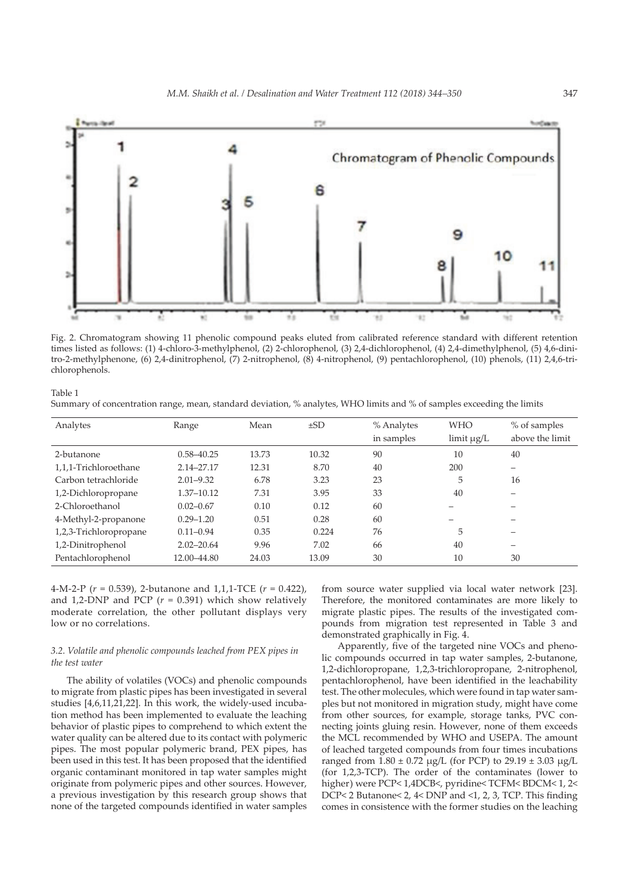Fig. 2. Chromatogram showing 11 phenolic compound peaks eluted from calibrated reference standard with different retention times listed as follows: (1) 4-chloro-3-methylphenol, (2) 2-chlorophenol, (3) 2,4-dichlorophenol, (4) 2,4-dimethylphenol, (5) 4,6-dinitro-2-methylphenone, (6) 2,4-dinitrophenol, (7) 2-nitrophenol, (8) 4-nitrophenol, (9) pentachlorophenol, (10) phenols, (11) 2,4,6-trichlorophenols.

Table 1
Summary of concentration range, mean, standard deviation, % analytes, WHO limits and % of samples exceeding the limits

| Analytes | Range | Mean | ±SD | % Analytes in samples | WHO limit μg/L | % of samples above the limit |
|---|---|---|---|---|---|---|
| 2-butanone | 0.58–40.25 | 13.73 | 10.32 | 90 | 10 | 40 |
| 1,1,1-Trichloroethane | 2.14–27.17 | 12.31 | 8.70 | 40 | 200 | – |
| Carbon tetrachloride | 2.01–9.32 | 6.78 | 3.23 | 23 | 5 | 16 |
| 1,2-Dichloropropane | 1.37–10.12 | 7.31 | 3.95 | 33 | 40 | – |
| 2-Chloroethanol | 0.02–0.67 | 0.10 | 0.12 | 60 | – | – |
| 4-Methyl-2-propanone | 0.29–1.20 | 0.51 | 0.28 | 60 | – | – |
| 1,2,3-Trichloropropane | 0.11–0.94 | 0.35 | 0.224 | 76 | 5 | – |
| 1,2-Dinitrophenol | 2.02–20.64 | 9.96 | 7.02 | 66 | 40 | – |
| Pentachlorophenol | 12.00–44.80 | 24.03 | 13.09 | 30 | 10 | 30 |

4-M-2-P ($r$ = 0.539), 2-butanone and 1,1,1-TCE ($r$ = 0.422), and 1,2-DNP and PCP ($r$ = 0.391) which show relatively moderate correlation, the other pollutant displays very low or no correlations.

### 3.2. Volatile and phenolic compounds leached from PEX pipes in the test water

The ability of volatiles (VOCs) and phenolic compounds to migrate from plastic pipes has been investigated in several studies [4,6,11,21,22]. In this work, the widely-used incubation method has been implemented to evaluate the leaching behavior of plastic pipes to comprehend to which extent the water quality can be altered due to its contact with polymeric pipes. The most popular polymeric brand, PEX pipes, has been used in this test. It has been proposed that the identified organic contaminant monitored in tap water samples might originate from polymeric pipes and other sources. However, a previous investigation by this research group shows that none of the targeted compounds identified in water samples from source water supplied via local water network [23]. Therefore, the monitored contaminates are more likely to migrate plastic pipes. The results of the investigated compounds from migration test represented in Table 3 and demonstrated graphically in Fig. 4.

Apparently, five of the targeted nine VOCs and phenolic compounds occurred in tap water samples, 2-butanone, 1,2-dichloropropane, 1,2,3-trichloropropane, 2-nitrophenol, pentachlorophenol, have been identified in the leachability test. The other molecules, which were found in tap water samples but not monitored in migration study, might have come from other sources, for example, storage tanks, PVC connecting joints gluing resin. However, none of them exceeds the MCL recommended by WHO and USEPA. The amount of leached targeted compounds from four times incubations ranged from 1.80 ± 0.72 μg/L (for PCP) to 29.19 ± 3.03 μg/L (for 1,2,3-TCP). The order of the contaminates (lower to higher) were PCP< 1,4DCB<, pyridine< TCFM< BDCM< 1, 2< DCP< 2 Butanone< 2, 4< DNP and <1, 2, 3, TCP. This finding comes in consistence with the former studies on the leaching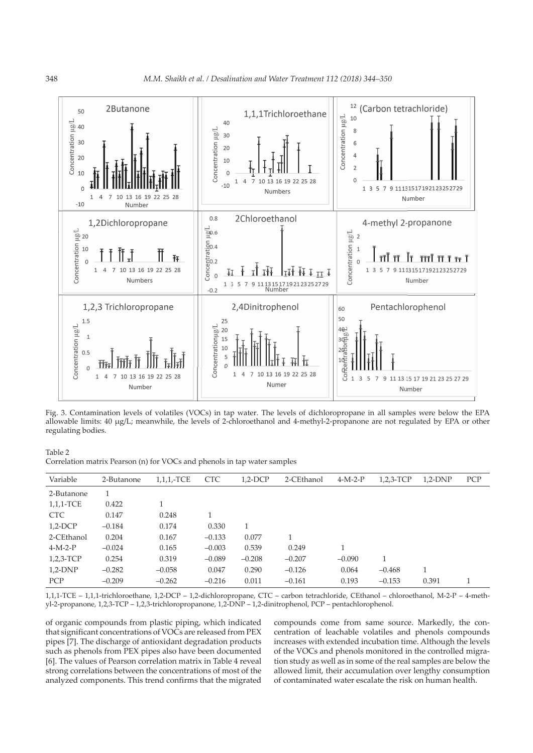Fig. 3. Contamination levels of volatiles (VOCs) in tap water. The levels of dichloropropane in all samples were below the EPA allowable limits: 40 μg/L; meanwhile, the levels of 2-chloroethanol and 4-methyl-2-propanone are not regulated by EPA or other regulating bodies.

Table 2
Correlation matrix Pearson (n) for VOCs and phenols in tap water samples

| Variable | 2-Butanone | 1,1,1,-TCE | CTC | 1,2-DCP | 2-CEthanol | 4-M-2-P | 1,2,3-TCP | 1,2-DNP | PCP |
|---|---|---|---|---|---|---|---|---|---|
| 2-Butanone | 1 | | | | | | | | |
| 1,1,1-TCE | 0.422 | 1 | | | | | | | |
| CTC | 0.147 | 0.248 | 1 | | | | | | |
| 1,2-DCP | –0.184 | 0.174 | 0.330 | 1 | | | | | |
| 2-CEthanol | 0.204 | 0.167 | –0.133 | 0.077 | 1 | | | | |
| 4-M-2-P | –0.024 | 0.165 | –0.003 | 0.539 | 0.249 | 1 | | | |
| 1,2,3-TCP | 0.254 | 0.319 | –0.089 | –0.208 | –0.207 | –0.090 | 1 | | |
| 1,2-DNP | –0.282 | –0.058 | 0.047 | 0.290 | –0.126 | 0.064 | –0.468 | 1 | |
| PCP | –0.209 | –0.262 | –0.216 | 0.011 | –0.161 | 0.193 | –0.153 | 0.391 | 1 |

1,1,1-TCE – 1,1,1-trichloroethane, 1,2-DCP – 1,2-dichloropropane, CTC – carbon tetrachloride, CEthanol – chloroethanol, M-2-P – 4-methyl-2-propanone, 1,2,3-TCP – 1,2,3-trichloropropanone, 1,2-DNP – 1,2-dinitrophenol, PCP – pentachlorophenol.

of organic compounds from plastic piping, which indicated that significant concentrations of VOCs are released from PEX pipes [7]. The discharge of antioxidant degradation products such as phenols from PEX pipes also have been documented [6]. The values of Pearson correlation matrix in Table 4 reveal strong correlations between the concentrations of most of the analyzed components. This trend confirms that the migrated compounds come from same source. Markedly, the concentration of leachable volatiles and phenols compounds increases with extended incubation time. Although the levels of the VOCs and phenols monitored in the controlled migration study as well as in some of the real samples are below the allowed limit, their accumulation over lengthy consumption of contaminated water escalate the risk on human health.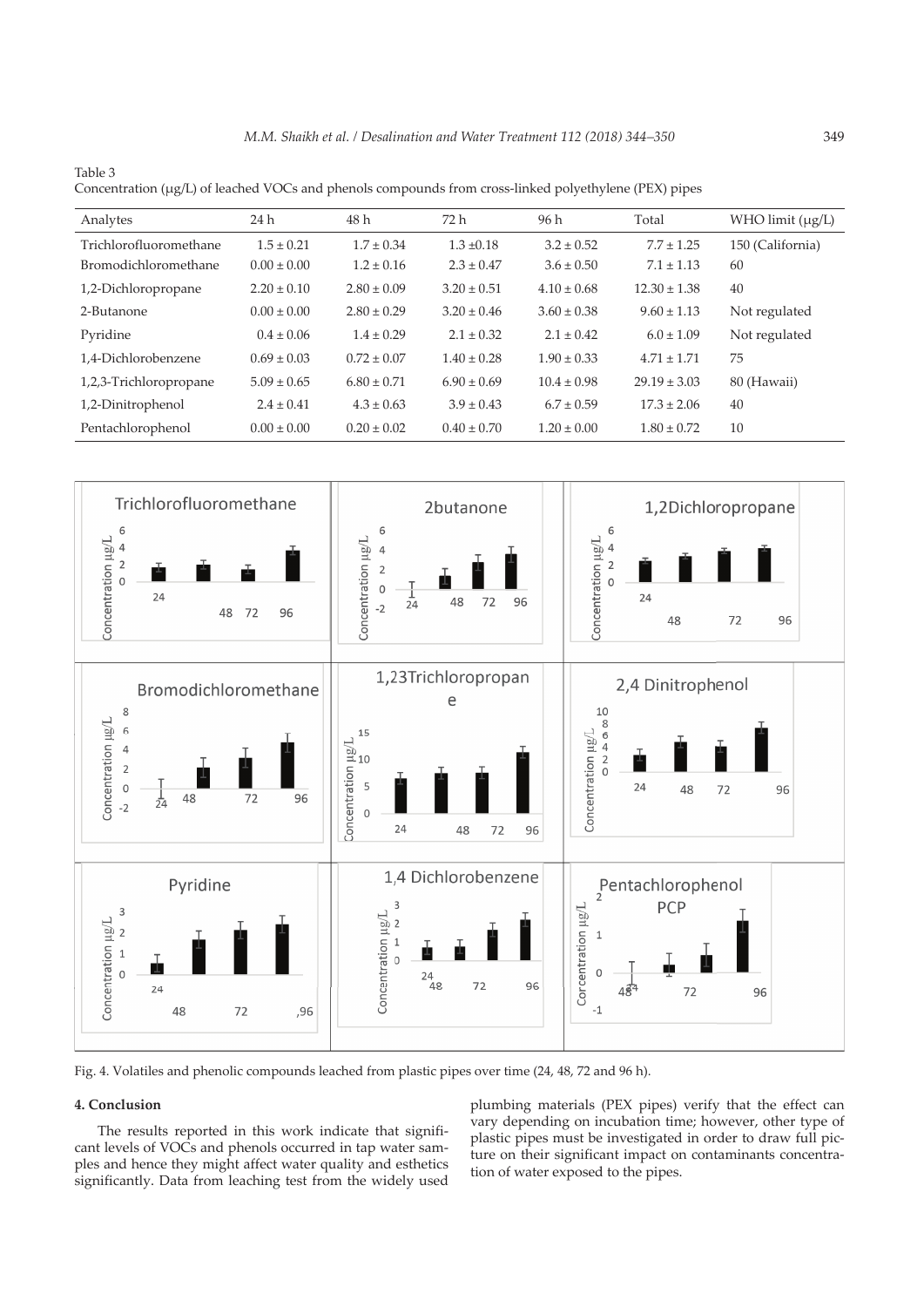Table 3
Concentration (μg/L) of leached VOCs and phenols compounds from cross-linked polyethylene (PEX) pipes

| Analytes | 24 h | 48 h | 72 h | 96 h | Total | WHO limit (μg/L) |
|---|---|---|---|---|---|---|
| Trichlorofluoromethane | 1.5 ± 0.21 | 1.7 ± 0.34 | 1.3 ±0.18 | 3.2 ± 0.52 | 7.7 ± 1.25 | 150 (California) |
| Bromodichloromethane | 0.00 ± 0.00 | 1.2 ± 0.16 | 2.3 ± 0.47 | 3.6 ± 0.50 | 7.1 ± 1.13 | 60 |
| 1,2-Dichloropropane | 2.20 ± 0.10 | 2.80 ± 0.09 | 3.20 ± 0.51 | 4.10 ± 0.68 | 12.30 ± 1.38 | 40 |
| 2-Butanone | 0.00 ± 0.00 | 2.80 ± 0.29 | 3.20 ± 0.46 | 3.60 ± 0.38 | 9.60 ± 1.13 | Not regulated |
| Pyridine | 0.4 ± 0.06 | 1.4 ± 0.29 | 2.1 ± 0.32 | 2.1 ± 0.42 | 6.0 ± 1.09 | Not regulated |
| 1,4-Dichlorobenzene | 0.69 ± 0.03 | 0.72 ± 0.07 | 1.40 ± 0.28 | 1.90 ± 0.33 | 4.71 ± 1.71 | 75 |
| 1,2,3-Trichloropropane | 5.09 ± 0.65 | 6.80 ± 0.71 | 6.90 ± 0.69 | 10.4 ± 0.98 | 29.19 ± 3.03 | 80 (Hawaii) |
| 1,2-Dinitrophenol | 2.4 ± 0.41 | 4.3 ± 0.63 | 3.9 ± 0.43 | 6.7 ± 0.59 | 17.3 ± 2.06 | 40 |
| Pentachlorophenol | 0.00 ± 0.00 | 0.20 ± 0.02 | 0.40 ± 0.70 | 1.20 ± 0.00 | 1.80 ± 0.72 | 10 |

Fig. 4. Volatiles and phenolic compounds leached from plastic pipes over time (24, 48, 72 and 96 h).

## 4. Conclusion

The results reported in this work indicate that significant levels of VOCs and phenols occurred in tap water samples and hence they might affect water quality and esthetics significantly. Data from leaching test from the widely used plumbing materials (PEX pipes) verify that the effect can vary depending on incubation time; however, other type of plastic pipes must be investigated in order to draw full picture on their significant impact on contaminants concentration of water exposed to the pipes.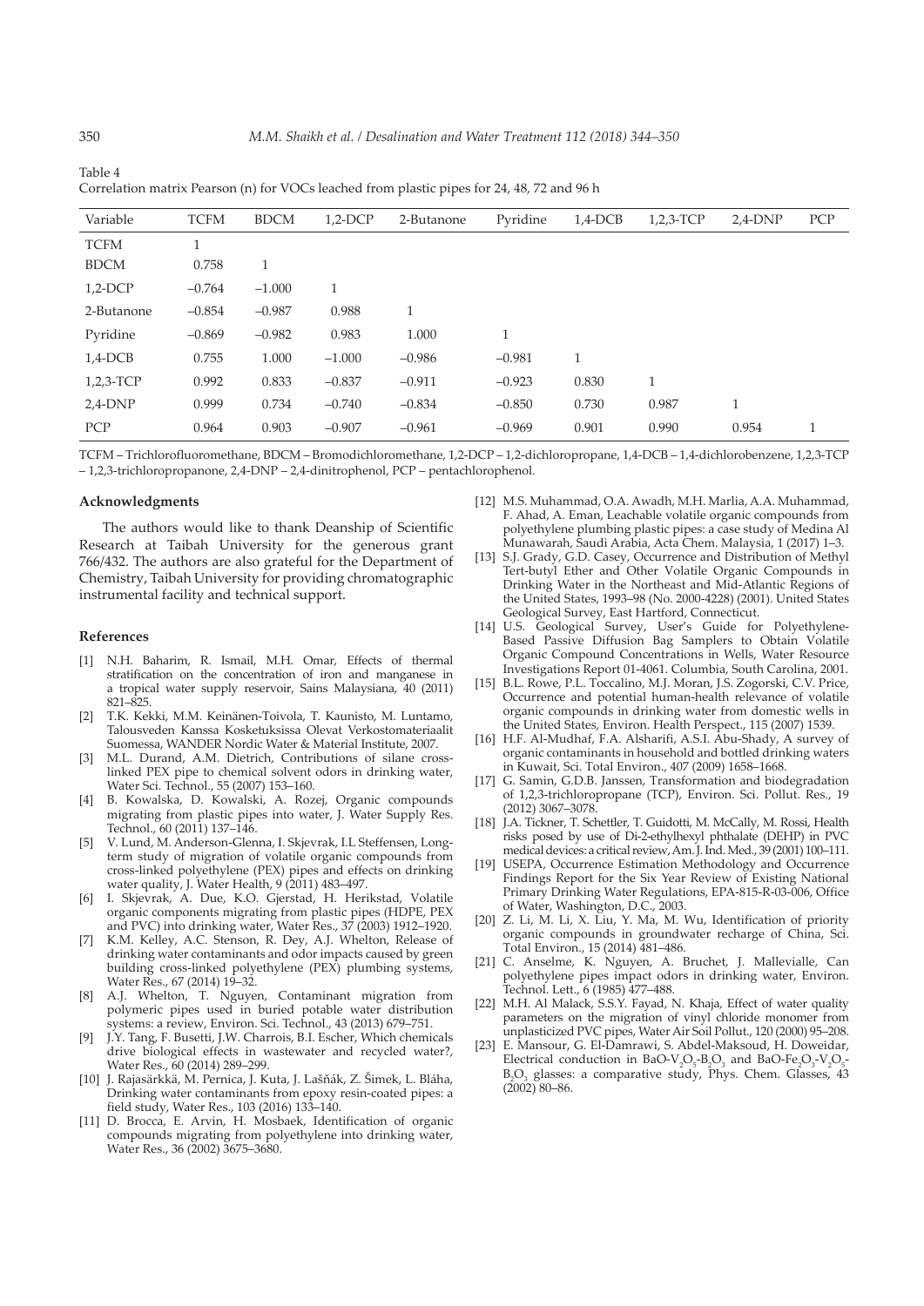Table 4
Correlation matrix Pearson (n) for VOCs leached from plastic pipes for 24, 48, 72 and 96 h

| Variable | TCFM | BDCM | 1,2-DCP | 2-Butanone | Pyridine | 1,4-DCB | 1,2,3-TCP | 2,4-DNP | PCP |
|---|---|---|---|---|---|---|---|---|---|
| TCFM | 1 | | | | | | | | |
| BDCM | 0.758 | 1 | | | | | | | |
| 1,2-DCP | –0.764 | –1.000 | 1 | | | | | | |
| 2-Butanone | –0.854 | –0.987 | 0.988 | 1 | | | | | |
| Pyridine | –0.869 | –0.982 | 0.983 | 1.000 | 1 | | | | |
| 1,4-DCB | 0.755 | 1.000 | –1.000 | –0.986 | –0.981 | 1 | | | |
| 1,2,3-TCP | 0.992 | 0.833 | –0.837 | –0.911 | –0.923 | 0.830 | 1 | | |
| 2,4-DNP | 0.999 | 0.734 | –0.740 | –0.834 | –0.850 | 0.730 | 0.987 | 1 | |
| PCP | 0.964 | 0.903 | –0.907 | –0.961 | –0.969 | 0.901 | 0.990 | 0.954 | 1 |

TCFM – Trichlorofluoromethane, BDCM – Bromodichloromethane, 1,2-DCP – 1,2-dichloropropane, 1,4-DCB – 1,4-dichlorobenzene, 1,2,3-TCP – 1,2,3-trichloropropanone, 2,4-DNP – 2,4-dinitrophenol, PCP – pentachlorophenol.

## Acknowledgments

The authors would like to thank Deanship of Scientific Research at Taibah University for the generous grant 766/432. The authors are also grateful for the Department of Chemistry, Taibah University for providing chromatographic instrumental facility and technical support.

## References

[1] N.H. Baharim, R. Ismail, M.H. Omar, Effects of thermal stratification on the concentration of iron and manganese in a tropical water supply reservoir, Sains Malaysiana, 40 (2011) 821–825.

[2] T.K. Kekki, M.M. Keinänen-Toivola, T. Kaunisto, M. Luntamo, Talousveden Kanssa Kosketuksissa Olevat Verkostomateriaalit Suomessa, WANDER Nordic Water & Material Institute, 2007.

[3] M.L. Durand, A.M. Dietrich, Contributions of silane cross-linked PEX pipe to chemical solvent odors in drinking water, Water Sci. Technol., 55 (2007) 153–160.

[4] B. Kowalska, D. Kowalski, A. Rozej, Organic compounds migrating from plastic pipes into water, J. Water Supply Res. Technol., 60 (2011) 137–146.

[5] V. Lund, M. Anderson-Glenna, I. Skjevrak, I.L Steffensen, Long-term study of migration of volatile organic compounds from cross-linked polyethylene (PEX) pipes and effects on drinking water quality, J. Water Health, 9 (2011) 483–497.

[6] I. Skjevrak, A. Due, K.O. Gjerstad, H. Herikstad, Volatile organic components migrating from plastic pipes (HDPE, PEX and PVC) into drinking water, Water Res., 37 (2003) 1912–1920.

[7] K.M. Kelley, A.C. Stenson, R. Dey, A.J. Whelton, Release of drinking water contaminants and odor impacts caused by green building cross-linked polyethylene (PEX) plumbing systems, Water Res., 67 (2014) 19–32.

[8] A.J. Whelton, T. Nguyen, Contaminant migration from polymeric pipes used in buried potable water distribution systems: a review, Environ. Sci. Technol., 43 (2013) 679–751.

[9] J.Y. Tang, F. Busetti, J.W. Charrois, B.I. Escher, Which chemicals drive biological effects in wastewater and recycled water?, Water Res., 60 (2014) 289–299.

[10] J. Rajasärkkä, M. Pernica, J. Kuta, J. Lašňák, Z. Šimek, L. Bláha, Drinking water contaminants from epoxy resin-coated pipes: a field study, Water Res., 103 (2016) 133–140.

[11] D. Brocca, E. Arvin, H. Mosbaek, Identification of organic compounds migrating from polyethylene into drinking water, Water Res., 36 (2002) 3675–3680.

[12] M.S. Muhammad, O.A. Awadh, M.H. Marlia, A.A. Muhammad, F. Ahad, A. Eman, Leachable volatile organic compounds from polyethylene plumbing plastic pipes: a case study of Medina Al Munawarah, Saudi Arabia, Acta Chem. Malaysia, 1 (2017) 1–3.

[13] S.J. Grady, G.D. Casey, Occurrence and Distribution of Methyl Tert-butyl Ether and Other Volatile Organic Compounds in Drinking Water in the Northeast and Mid-Atlantic Regions of the United States, 1993–98 (No. 2000-4228) (2001). United States Geological Survey, East Hartford, Connecticut.

[14] U.S. Geological Survey, User's Guide for Polyethylene-Based Passive Diffusion Bag Samplers to Obtain Volatile Organic Compound Concentrations in Wells, Water Resource Investigations Report 01-4061. Columbia, South Carolina, 2001.

[15] B.L. Rowe, P.L. Toccalino, M.J. Moran, J.S. Zogorski, C.V. Price, Occurrence and potential human-health relevance of volatile organic compounds in drinking water from domestic wells in the United States, Environ. Health Perspect., 115 (2007) 1539.

[16] H.F. Al-Mudhaf, F.A. Alsharifi, A.S.I. Abu-Shady, A survey of organic contaminants in household and bottled drinking waters in Kuwait, Sci. Total Environ., 407 (2009) 1658–1668.

[17] G. Samin, G.D.B. Janssen, Transformation and biodegradation of 1,2,3-trichloropropane (TCP), Environ. Sci. Pollut. Res., 19 (2012) 3067–3078.

[18] J.A. Tickner, T. Schettler, T. Guidotti, M. McCally, M. Rossi, Health risks posed by use of Di-2-ethylhexyl phthalate (DEHP) in PVC medical devices: a critical review, Am. J. Ind. Med., 39 (2001) 100–111.

[19] USEPA, Occurrence Estimation Methodology and Occurrence Findings Report for the Six Year Review of Existing National Primary Drinking Water Regulations, EPA-815-R-03-006, Office of Water, Washington, D.C., 2003.

[20] Z. Li, M. Li, X. Liu, Y. Ma, M. Wu, Identification of priority organic compounds in groundwater recharge of China, Sci. Total Environ., 15 (2014) 481–486.

[21] C. Anselme, K. Nguyen, A. Bruchet, J. Mallevialle, Can polyethylene pipes impact odors in drinking water, Environ. Technol. Lett., 6 (1985) 477–488.

[22] M.H. Al Malack, S.S.Y. Fayad, N. Khaja, Effect of water quality parameters on the migration of vinyl chloride monomer from unplasticized PVC pipes, Water Air Soil Pollut., 120 (2000) 95–208.

[23] E. Mansour, G. El-Damrawi, S. Abdel-Maksoud, H. Doweidar, Electrical conduction in BaO-$V_2O_5$-$B_2O_3$ and BaO-$Fe_2O_3$-$V_2O_5$-$B_2O_3$ glasses: a comparative study, Phys. Chem. Glasses, 43 (2002) 80–86.